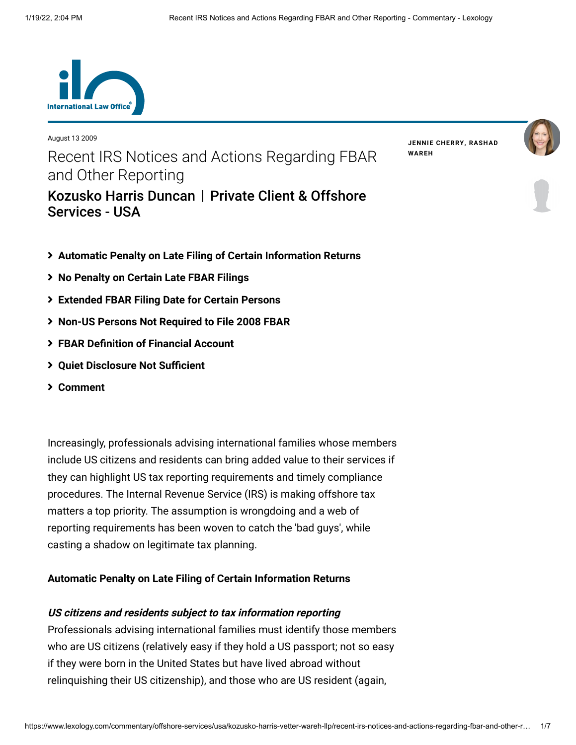August 13 2009

# Recent IRS Notices and Actions Regarding FBAR and Other Reporting

## Kozusko Harris Duncan | Private Client & Offshore Services - USA

**JENNIE CHERRY, RASHAD WAREH**

- **Automatic Penalty on Late Filing of Certain Information Returns**
- **No Penalty on Certain Late FBAR Filings**
- **Extended FBAR Filing Date for Certain Persons**
- **Non-US Persons Not Required to File 2008 FBAR**
- **FBAR Definition of Financial Account**
- **Quiet Disclosure Not Sufficient**
- **Comment**

Increasingly, professionals advising international families whose members include US citizens and residents can bring added value to their services if they can highlight US tax reporting requirements and timely compliance procedures. The Internal Revenue Service (IRS) is making offshore tax matters a top priority. The assumption is wrongdoing and a web of reporting requirements has been woven to catch the 'bad guys', while casting a shadow on legitimate tax planning.

### Automatic Penalty on Late Filing of Certain Information Returns

***US citizens and residents subject to tax information reporting***

Professionals advising international families must identify those members who are US citizens (relatively easy if they hold a US passport; not so easy if they were born in the United States but have lived abroad without relinquishing their US citizenship), and those who are US resident (again,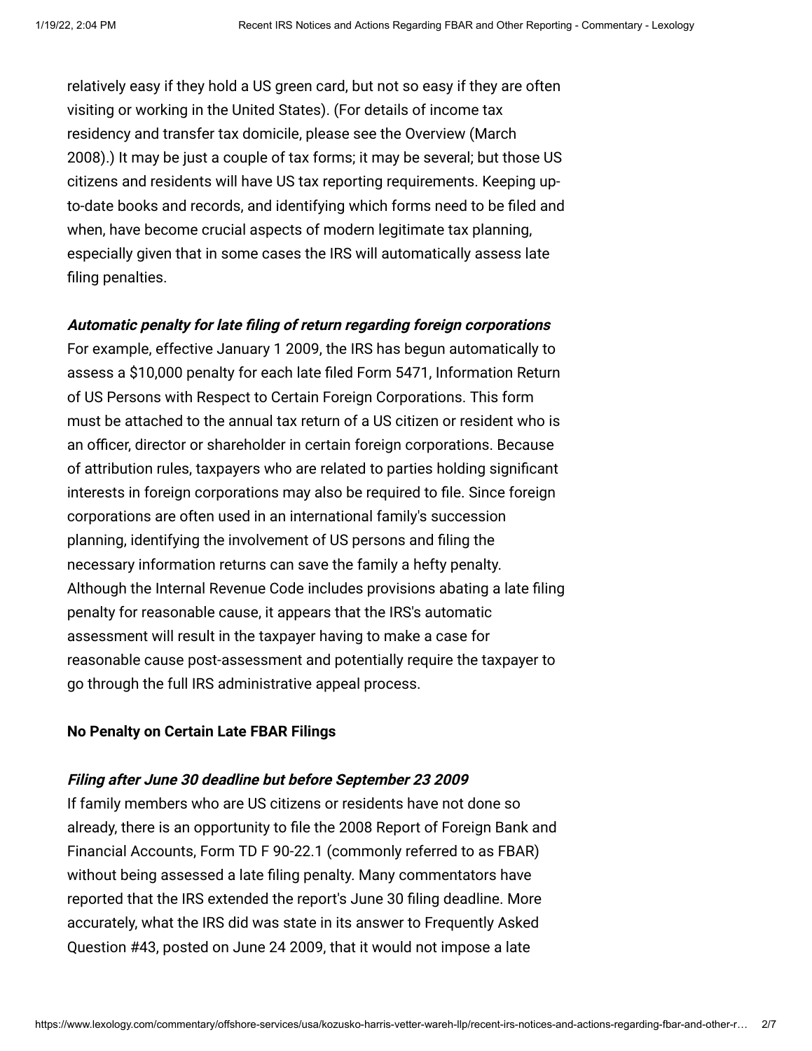relatively easy if they hold a US green card, but not so easy if they are often visiting or working in the United States). (For details of income tax residency and transfer tax domicile, please see the Overview (March 2008).) It may be just a couple of tax forms; it may be several; but those US citizens and residents will have US tax reporting requirements. Keeping up-to-date books and records, and identifying which forms need to be filed and when, have become crucial aspects of modern legitimate tax planning, especially given that in some cases the IRS will automatically assess late filing penalties.

***Automatic penalty for late filing of return regarding foreign corporations***

For example, effective January 1 2009, the IRS has begun automatically to assess a $10,000 penalty for each late filed Form 5471, Information Return of US Persons with Respect to Certain Foreign Corporations. This form must be attached to the annual tax return of a US citizen or resident who is an officer, director or shareholder in certain foreign corporations. Because of attribution rules, taxpayers who are related to parties holding significant interests in foreign corporations may also be required to file. Since foreign corporations are often used in an international family's succession planning, identifying the involvement of US persons and filing the necessary information returns can save the family a hefty penalty. Although the Internal Revenue Code includes provisions abating a late filing penalty for reasonable cause, it appears that the IRS's automatic assessment will result in the taxpayer having to make a case for reasonable cause post-assessment and potentially require the taxpayer to go through the full IRS administrative appeal process.

**No Penalty on Certain Late FBAR Filings**

***Filing after June 30 deadline but before September 23 2009***

If family members who are US citizens or residents have not done so already, there is an opportunity to file the 2008 Report of Foreign Bank and Financial Accounts, Form TD F 90-22.1 (commonly referred to as FBAR) without being assessed a late filing penalty. Many commentators have reported that the IRS extended the report's June 30 filing deadline. More accurately, what the IRS did was state in its answer to Frequently Asked Question #43, posted on June 24 2009, that it would not impose a late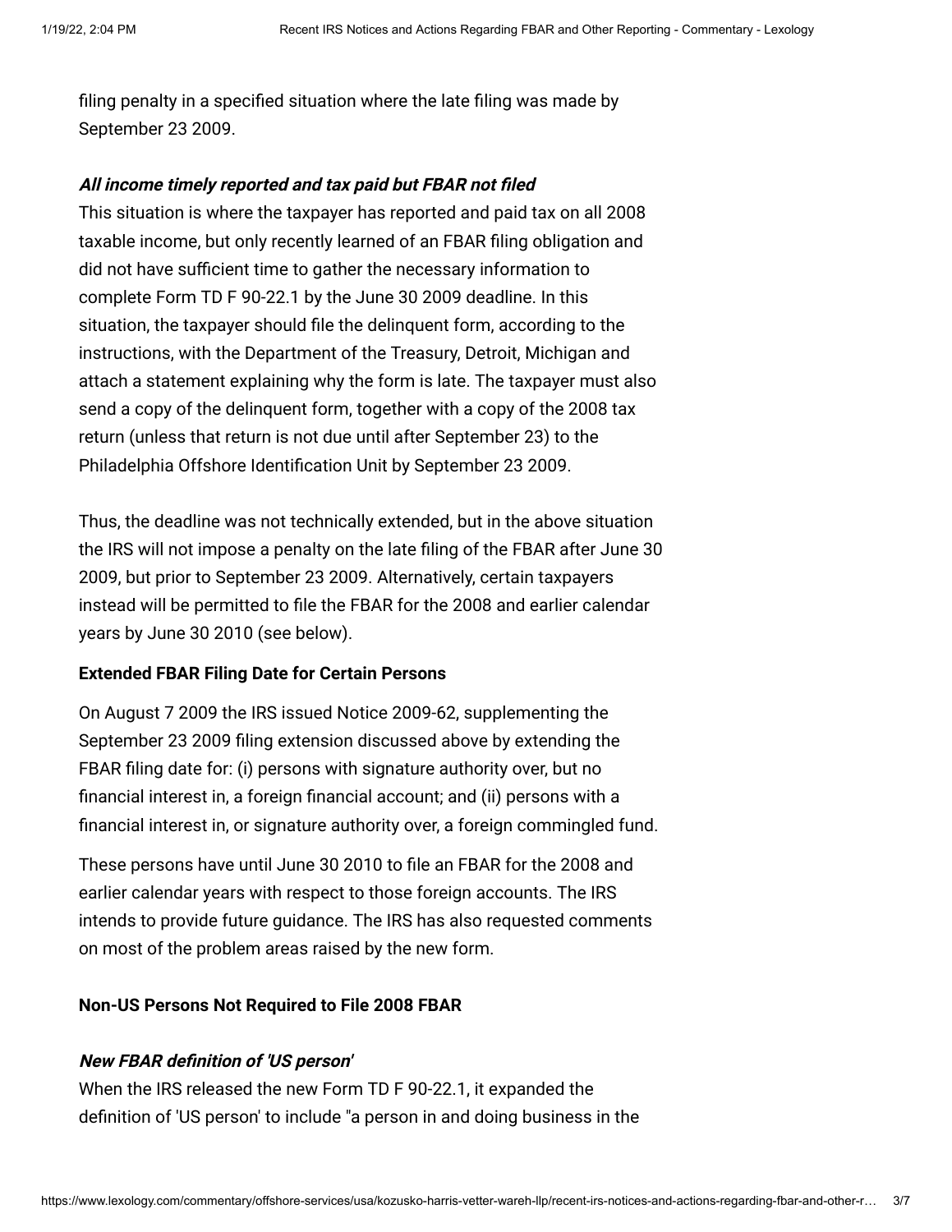filing penalty in a specified situation where the late filing was made by September 23 2009.

***All income timely reported and tax paid but FBAR not filed***

This situation is where the taxpayer has reported and paid tax on all 2008 taxable income, but only recently learned of an FBAR filing obligation and did not have sufficient time to gather the necessary information to complete Form TD F 90-22.1 by the June 30 2009 deadline. In this situation, the taxpayer should file the delinquent form, according to the instructions, with the Department of the Treasury, Detroit, Michigan and attach a statement explaining why the form is late. The taxpayer must also send a copy of the delinquent form, together with a copy of the 2008 tax return (unless that return is not due until after September 23) to the Philadelphia Offshore Identification Unit by September 23 2009.

Thus, the deadline was not technically extended, but in the above situation the IRS will not impose a penalty on the late filing of the FBAR after June 30 2009, but prior to September 23 2009. Alternatively, certain taxpayers instead will be permitted to file the FBAR for the 2008 and earlier calendar years by June 30 2010 (see below).

**Extended FBAR Filing Date for Certain Persons**

On August 7 2009 the IRS issued Notice 2009-62, supplementing the September 23 2009 filing extension discussed above by extending the FBAR filing date for: (i) persons with signature authority over, but no financial interest in, a foreign financial account; and (ii) persons with a financial interest in, or signature authority over, a foreign commingled fund.

These persons have until June 30 2010 to file an FBAR for the 2008 and earlier calendar years with respect to those foreign accounts. The IRS intends to provide future guidance. The IRS has also requested comments on most of the problem areas raised by the new form.

**Non-US Persons Not Required to File 2008 FBAR**

***New FBAR definition of 'US person'***

When the IRS released the new Form TD F 90-22.1, it expanded the definition of 'US person' to include "a person in and doing business in the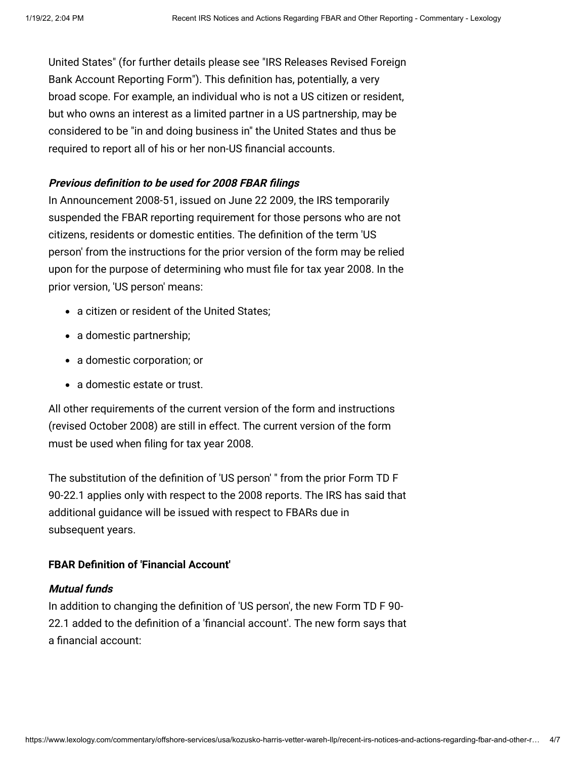United States" (for further details please see "IRS Releases Revised Foreign Bank Account Reporting Form"). This definition has, potentially, a very broad scope. For example, an individual who is not a US citizen or resident, but who owns an interest as a limited partner in a US partnership, may be considered to be "in and doing business in" the United States and thus be required to report all of his or her non-US financial accounts.

***Previous definition to be used for 2008 FBAR filings***

In Announcement 2008-51, issued on June 22 2009, the IRS temporarily suspended the FBAR reporting requirement for those persons who are not citizens, residents or domestic entities. The definition of the term 'US person' from the instructions for the prior version of the form may be relied upon for the purpose of determining who must file for tax year 2008. In the prior version, 'US person' means:

- a citizen or resident of the United States;
- a domestic partnership;
- a domestic corporation; or
- a domestic estate or trust.

All other requirements of the current version of the form and instructions (revised October 2008) are still in effect. The current version of the form must be used when filing for tax year 2008.

The substitution of the definition of 'US person' " from the prior Form TD F 90-22.1 applies only with respect to the 2008 reports. The IRS has said that additional guidance will be issued with respect to FBARs due in subsequent years.

**FBAR Definition of 'Financial Account'**

***Mutual funds***

In addition to changing the definition of 'US person', the new Form TD F 90-22.1 added to the definition of a 'financial account'. The new form says that a financial account: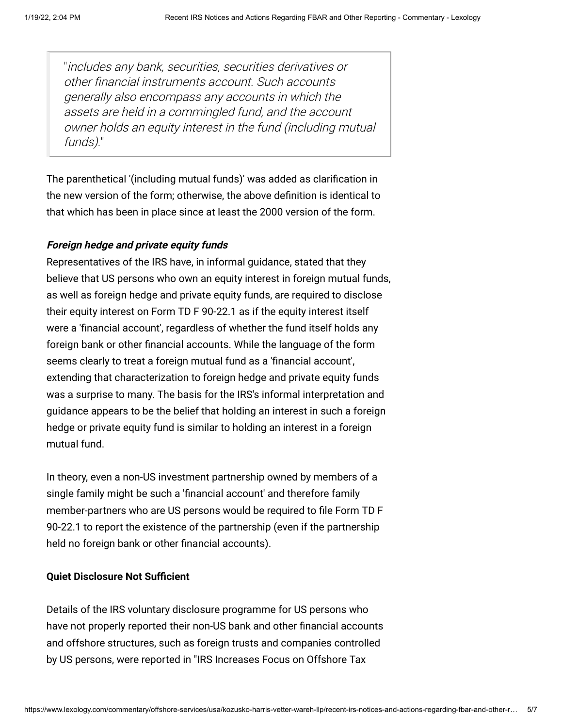> "*includes any bank, securities, securities derivatives or other financial instruments account. Such accounts generally also encompass any accounts in which the assets are held in a commingled fund, and the account owner holds an equity interest in the fund (including mutual funds).*"

The parenthetical '(including mutual funds)' was added as clarification in the new version of the form; otherwise, the above definition is identical to that which has been in place since at least the 2000 version of the form.

***Foreign hedge and private equity funds***

Representatives of the IRS have, in informal guidance, stated that they believe that US persons who own an equity interest in foreign mutual funds, as well as foreign hedge and private equity funds, are required to disclose their equity interest on Form TD F 90-22.1 as if the equity interest itself were a 'financial account', regardless of whether the fund itself holds any foreign bank or other financial accounts. While the language of the form seems clearly to treat a foreign mutual fund as a 'financial account', extending that characterization to foreign hedge and private equity funds was a surprise to many. The basis for the IRS's informal interpretation and guidance appears to be the belief that holding an interest in such a foreign hedge or private equity fund is similar to holding an interest in a foreign mutual fund.

In theory, even a non-US investment partnership owned by members of a single family might be such a 'financial account' and therefore family member-partners who are US persons would be required to file Form TD F 90-22.1 to report the existence of the partnership (even if the partnership held no foreign bank or other financial accounts).

**Quiet Disclosure Not Sufficient**

Details of the IRS voluntary disclosure programme for US persons who have not properly reported their non-US bank and other financial accounts and offshore structures, such as foreign trusts and companies controlled by US persons, were reported in "IRS Increases Focus on Offshore Tax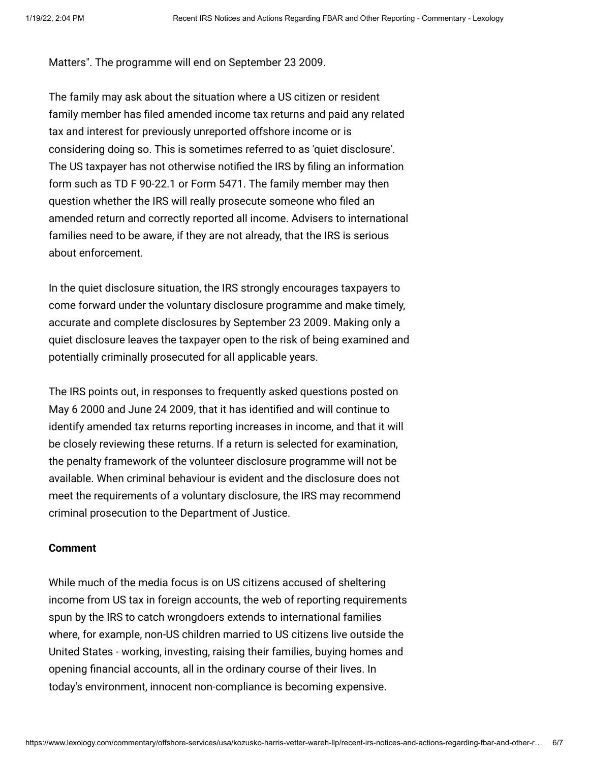Matters". The programme will end on September 23 2009.

The family may ask about the situation where a US citizen or resident family member has filed amended income tax returns and paid any related tax and interest for previously unreported offshore income or is considering doing so. This is sometimes referred to as 'quiet disclosure'. The US taxpayer has not otherwise notified the IRS by filing an information form such as TD F 90-22.1 or Form 5471. The family member may then question whether the IRS will really prosecute someone who filed an amended return and correctly reported all income. Advisers to international families need to be aware, if they are not already, that the IRS is serious about enforcement.

In the quiet disclosure situation, the IRS strongly encourages taxpayers to come forward under the voluntary disclosure programme and make timely, accurate and complete disclosures by September 23 2009. Making only a quiet disclosure leaves the taxpayer open to the risk of being examined and potentially criminally prosecuted for all applicable years.

The IRS points out, in responses to frequently asked questions posted on May 6 2000 and June 24 2009, that it has identified and will continue to identify amended tax returns reporting increases in income, and that it will be closely reviewing these returns. If a return is selected for examination, the penalty framework of the volunteer disclosure programme will not be available. When criminal behaviour is evident and the disclosure does not meet the requirements of a voluntary disclosure, the IRS may recommend criminal prosecution to the Department of Justice.

**Comment**

While much of the media focus is on US citizens accused of sheltering income from US tax in foreign accounts, the web of reporting requirements spun by the IRS to catch wrongdoers extends to international families where, for example, non-US children married to US citizens live outside the United States - working, investing, raising their families, buying homes and opening financial accounts, all in the ordinary course of their lives. In today's environment, innocent non-compliance is becoming expensive.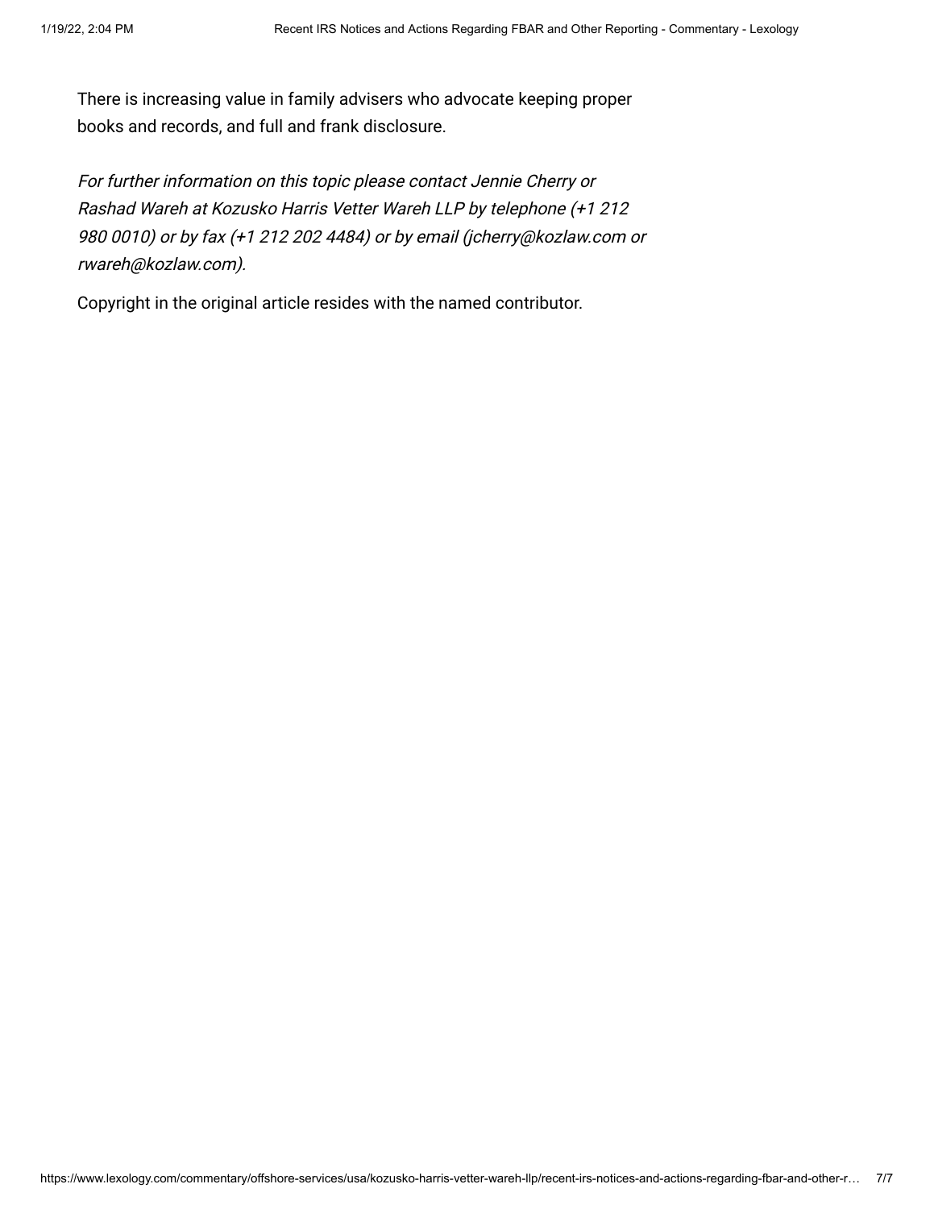There is increasing value in family advisers who advocate keeping proper books and records, and full and frank disclosure.

*For further information on this topic please contact Jennie Cherry or Rashad Wareh at Kozusko Harris Vetter Wareh LLP by telephone (+1 212 980 0010) or by fax (+1 212 202 4484) or by email (jcherry@kozlaw.com or rwareh@kozlaw.com).*

Copyright in the original article resides with the named contributor.